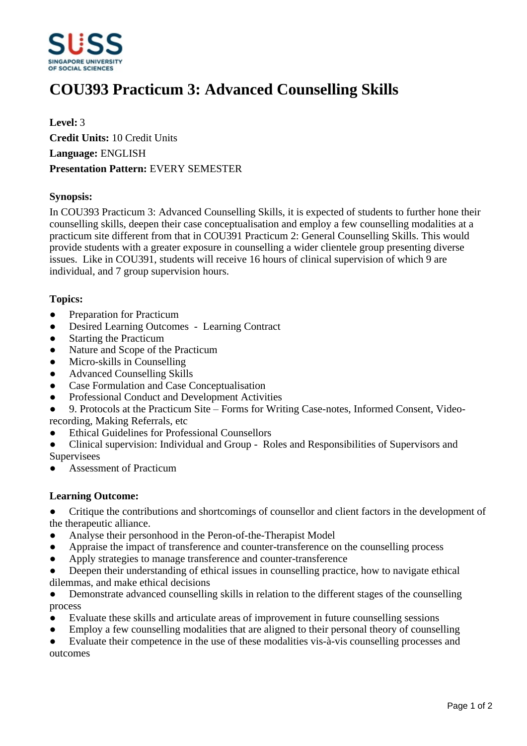# COU393 Practicum 3: Advanced Counselling Skills

**Level:** 3
**Credit Units:** 10 Credit Units
**Language:** ENGLISH
**Presentation Pattern:** EVERY SEMESTER

**Synopsis:**

In COU393 Practicum 3: Advanced Counselling Skills, it is expected of students to further hone their counselling skills, deepen their case conceptualisation and employ a few counselling modalities at a practicum site different from that in COU391 Practicum 2: General Counselling Skills. This would provide students with a greater exposure in counselling a wider clientele group presenting diverse issues. Like in COU391, students will receive 16 hours of clinical supervision of which 9 are individual, and 7 group supervision hours.

**Topics:**

- Preparation for Practicum
- Desired Learning Outcomes - Learning Contract
- Starting the Practicum
- Nature and Scope of the Practicum
- Micro-skills in Counselling
- Advanced Counselling Skills
- Case Formulation and Case Conceptualisation
- Professional Conduct and Development Activities
- 9. Protocols at the Practicum Site – Forms for Writing Case-notes, Informed Consent, Video-recording, Making Referrals, etc
- Ethical Guidelines for Professional Counsellors
- Clinical supervision: Individual and Group - Roles and Responsibilities of Supervisors and Supervisees
- Assessment of Practicum

**Learning Outcome:**

- Critique the contributions and shortcomings of counsellor and client factors in the development of the therapeutic alliance.
- Analyse their personhood in the Peron-of-the-Therapist Model
- Appraise the impact of transference and counter-transference on the counselling process
- Apply strategies to manage transference and counter-transference
- Deepen their understanding of ethical issues in counselling practice, how to navigate ethical dilemmas, and make ethical decisions
- Demonstrate advanced counselling skills in relation to the different stages of the counselling process
- Evaluate these skills and articulate areas of improvement in future counselling sessions
- Employ a few counselling modalities that are aligned to their personal theory of counselling
- Evaluate their competence in the use of these modalities vis-à-vis counselling processes and outcomes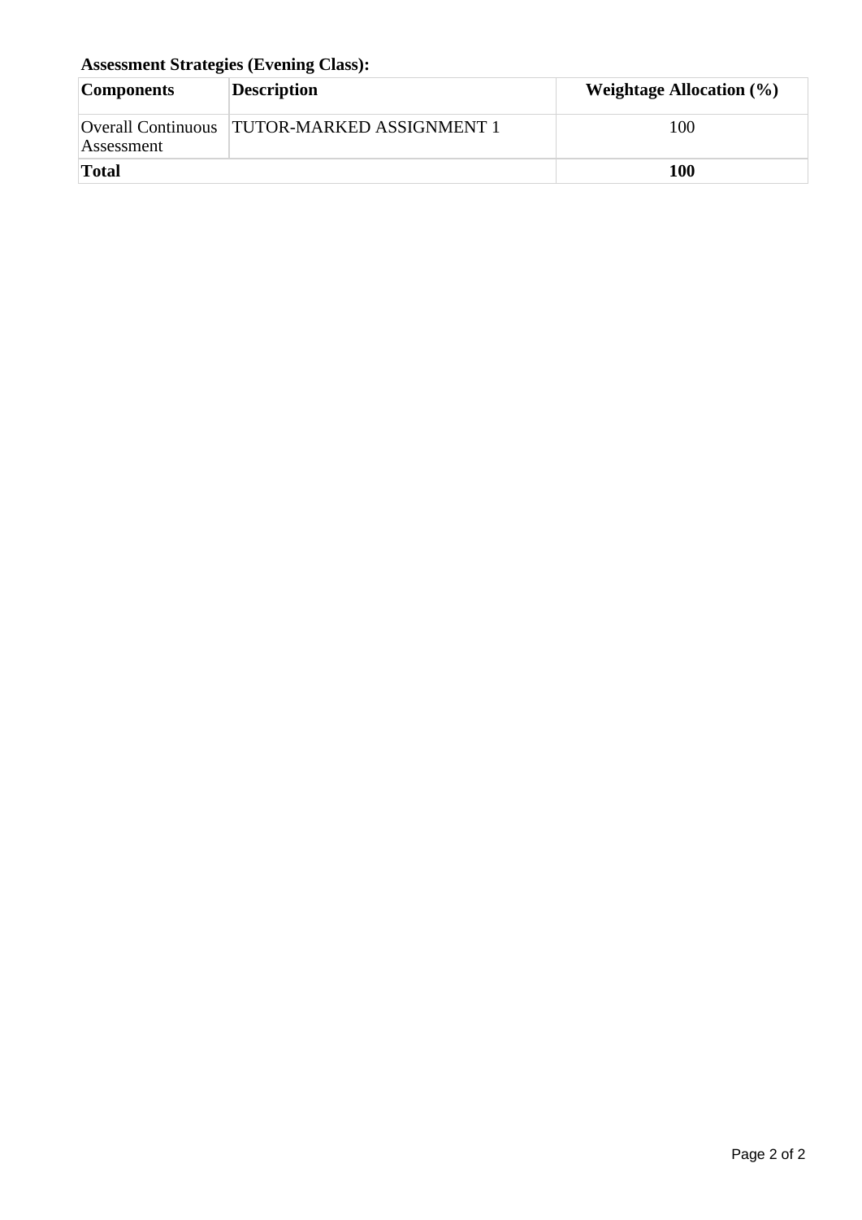**Assessment Strategies (Evening Class):**

| Components | Description | Weightage Allocation (%) |
| --- | --- | --- |
| Overall Continuous Assessment | TUTOR-MARKED ASSIGNMENT 1 | 100 |
| **Total** | | **100** |